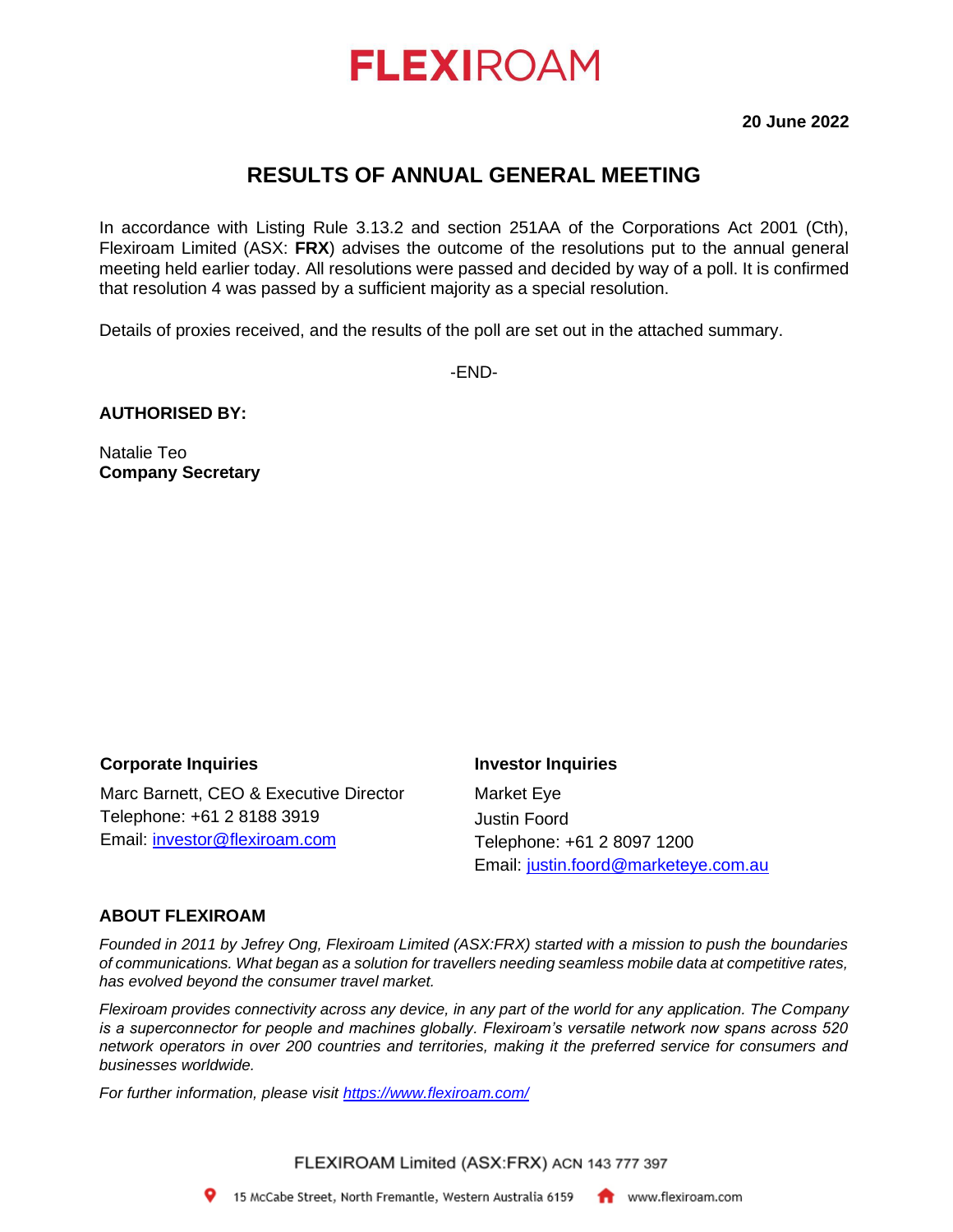# FLEXIROAM

**20 June 2022**

## RESULTS OF ANNUAL GENERAL MEETING

In accordance with Listing Rule 3.13.2 and section 251AA of the Corporations Act 2001 (Cth), Flexiroam Limited (ASX: **FRX**) advises the outcome of the resolutions put to the annual general meeting held earlier today. All resolutions were passed and decided by way of a poll. It is confirmed that resolution 4 was passed by a sufficient majority as a special resolution.

Details of proxies received, and the results of the poll are set out in the attached summary.

-END-

**AUTHORISED BY:**

Natalie Teo
**Company Secretary**

**Corporate Inquiries**

Marc Barnett, CEO & Executive Director
Telephone: +61 2 8188 3919
Email: investor@flexiroam.com

**Investor Inquiries**

Market Eye
Justin Foord
Telephone: +61 2 8097 1200
Email: justin.foord@marketeye.com.au

### ABOUT FLEXIROAM

*Founded in 2011 by Jefrey Ong, Flexiroam Limited (ASX:FRX) started with a mission to push the boundaries of communications. What began as a solution for travellers needing seamless mobile data at competitive rates, has evolved beyond the consumer travel market.*

*Flexiroam provides connectivity across any device, in any part of the world for any application. The Company is a superconnector for people and machines globally. Flexiroam's versatile network now spans across 520 network operators in over 200 countries and territories, making it the preferred service for consumers and businesses worldwide.*

*For further information, please visit https://www.flexiroam.com/*

FLEXIROAM Limited (ASX:FRX) ACN 143 777 397

15 McCabe Street, North Fremantle, Western Australia 6159 www.flexiroam.com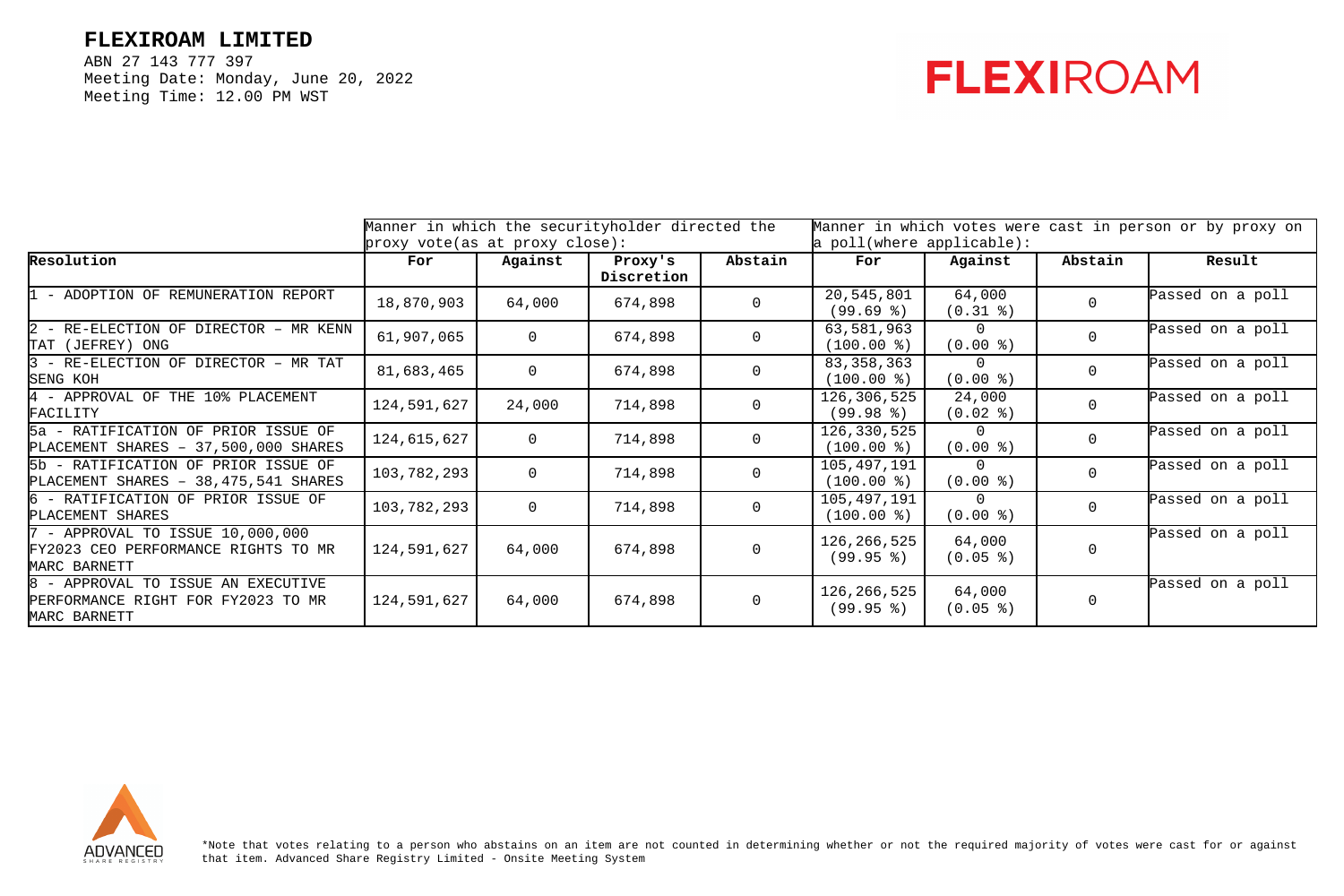# FLEXIROAM LIMITED

ABN 27 143 777 397
Meeting Date: Monday, June 20, 2022
Meeting Time: 12.00 PM WST

| | Manner in which the securityholder directed the proxy vote(as at proxy close): | | | | Manner in which votes were cast in person or by proxy on a poll(where applicable): | | | |
|---|---|---|---|---|---|---|---|---|
| **Resolution** | **For** | **Against** | **Proxy's Discretion** | **Abstain** | **For** | **Against** | **Abstain** | **Result** |
| 1 - ADOPTION OF REMUNERATION REPORT | 18,870,903 | 64,000 | 674,898 | 0 | 20,545,801 (99.69 %) | 64,000 (0.31 %) | 0 | Passed on a poll |
| 2 - RE-ELECTION OF DIRECTOR – MR KENN TAT (JEFREY) ONG | 61,907,065 | 0 | 674,898 | 0 | 63,581,963 (100.00 %) | 0 (0.00 %) | 0 | Passed on a poll |
| 3 - RE-ELECTION OF DIRECTOR – MR TAT SENG KOH | 81,683,465 | 0 | 674,898 | 0 | 83,358,363 (100.00 %) | 0 (0.00 %) | 0 | Passed on a poll |
| 4 - APPROVAL OF THE 10% PLACEMENT FACILITY | 124,591,627 | 24,000 | 714,898 | 0 | 126,306,525 (99.98 %) | 24,000 (0.02 %) | 0 | Passed on a poll |
| 5a - RATIFICATION OF PRIOR ISSUE OF PLACEMENT SHARES – 37,500,000 SHARES | 124,615,627 | 0 | 714,898 | 0 | 126,330,525 (100.00 %) | 0 (0.00 %) | 0 | Passed on a poll |
| 5b - RATIFICATION OF PRIOR ISSUE OF PLACEMENT SHARES – 38,475,541 SHARES | 103,782,293 | 0 | 714,898 | 0 | 105,497,191 (100.00 %) | 0 (0.00 %) | 0 | Passed on a poll |
| 6 - RATIFICATION OF PRIOR ISSUE OF PLACEMENT SHARES | 103,782,293 | 0 | 714,898 | 0 | 105,497,191 (100.00 %) | 0 (0.00 %) | 0 | Passed on a poll |
| 7 - APPROVAL TO ISSUE 10,000,000 FY2023 CEO PERFORMANCE RIGHTS TO MR MARC BARNETT | 124,591,627 | 64,000 | 674,898 | 0 | 126,266,525 (99.95 %) | 64,000 (0.05 %) | 0 | Passed on a poll |
| 8 - APPROVAL TO ISSUE AN EXECUTIVE PERFORMANCE RIGHT FOR FY2023 TO MR MARC BARNETT | 124,591,627 | 64,000 | 674,898 | 0 | 126,266,525 (99.95 %) | 64,000 (0.05 %) | 0 | Passed on a poll |

*Note that votes relating to a person who abstains on an item are not counted in determining whether or not the required majority of votes were cast for or against that item. Advanced Share Registry Limited - Onsite Meeting System